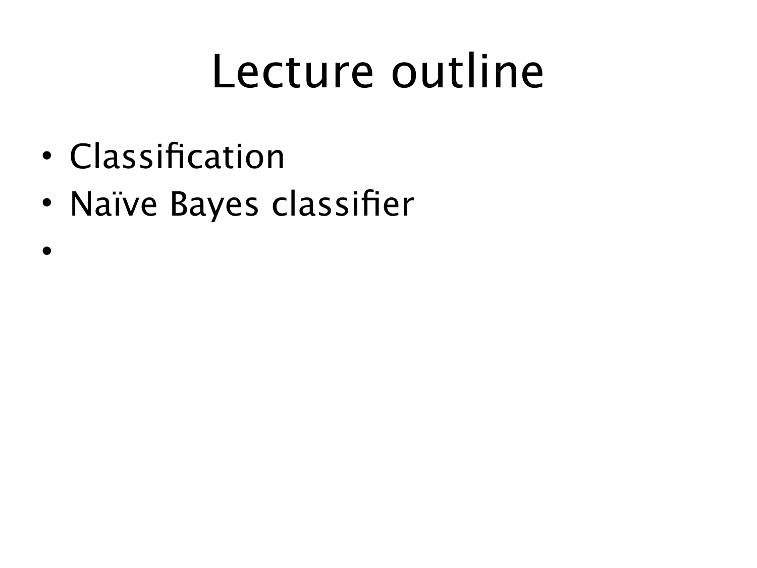# Lecture outline

- Classification
- Naïve Bayes classifier
-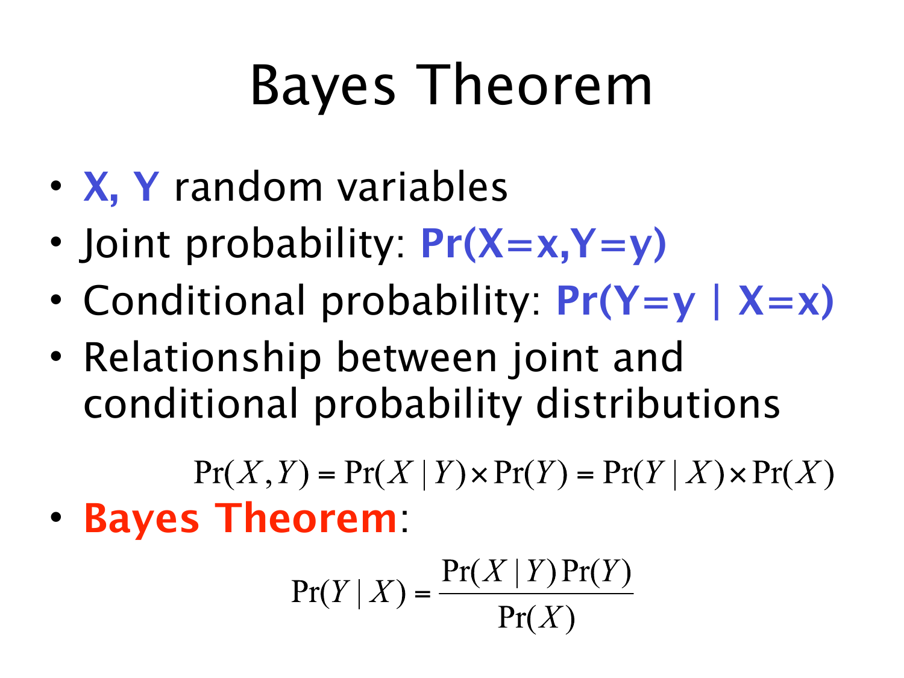# Bayes Theorem

- **X, Y** random variables
- Joint probability: **Pr(X=x,Y=y)**
- Conditional probability: **Pr(Y=y | X=x)**
- Relationship between joint and conditional probability distributions

$$\Pr(X,Y) = \Pr(X \mid Y) \times \Pr(Y) = \Pr(Y \mid X) \times \Pr(X)$$

- **Bayes Theorem**:

$$\Pr(Y \mid X) = \frac{\Pr(X \mid Y)\Pr(Y)}{\Pr(X)}$$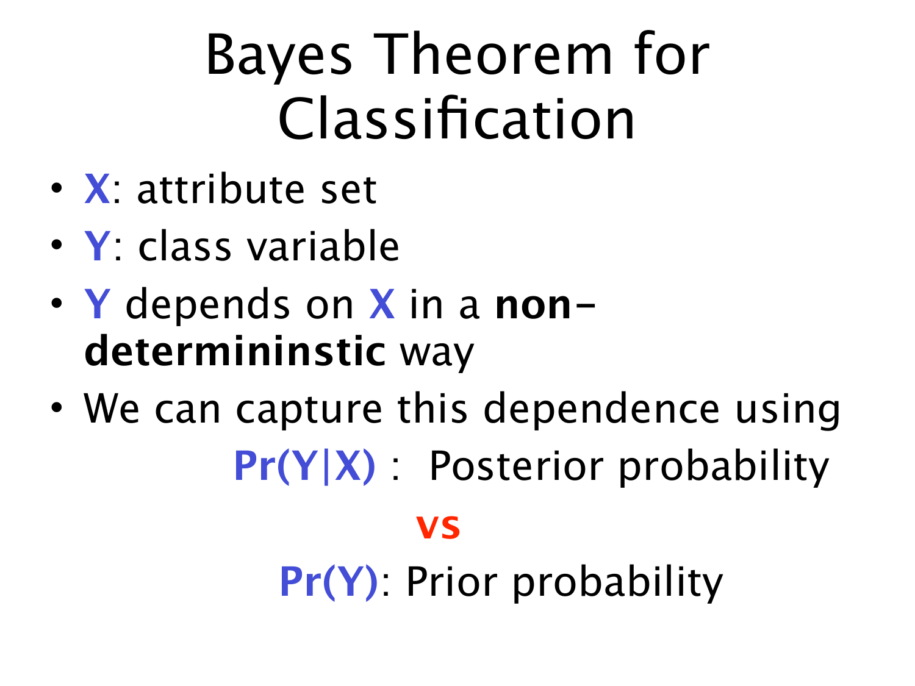# Bayes Theorem for Classification

- **X**: attribute set
- **Y**: class variable
- **Y** depends on **X** in a **non-determininstic** way
- We can capture this dependence using

  **Pr(Y|X)** : Posterior probability

  **vs**

  **Pr(Y)**: Prior probability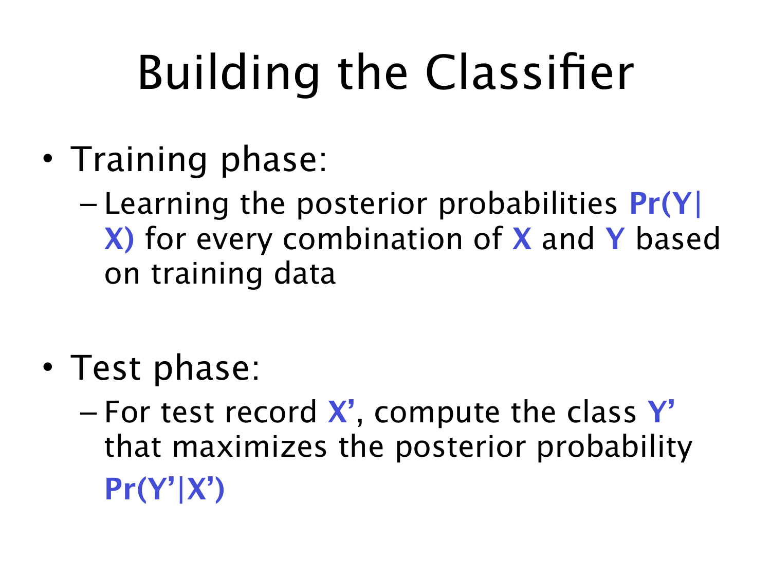# Building the Classifier

- Training phase:
  - Learning the posterior probabilities **Pr(Y|X)** for every combination of **X** and **Y** based on training data

- Test phase:
  - For test record **X'**, compute the class **Y'** that maximizes the posterior probability **Pr(Y'|X')**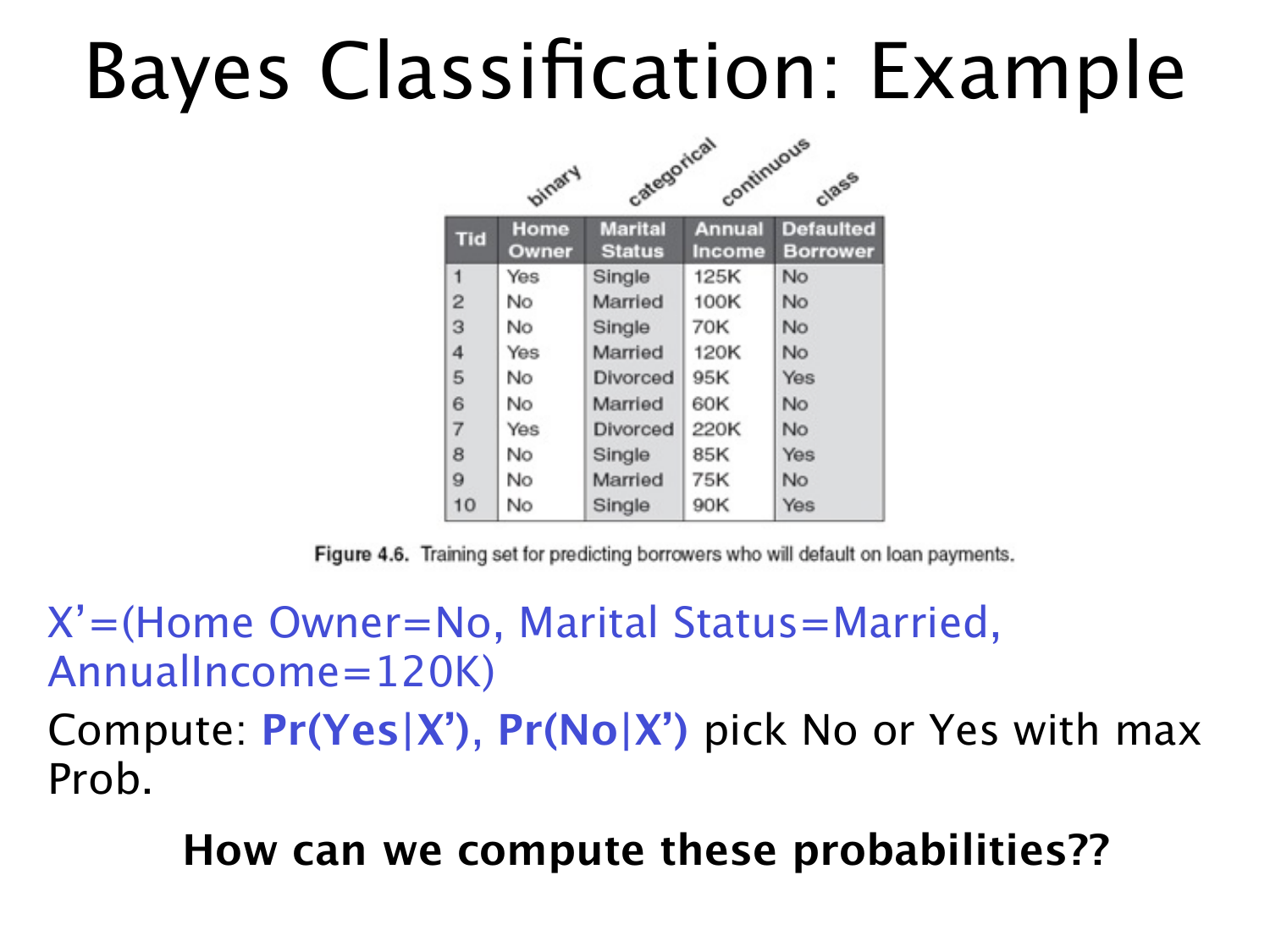# Bayes Classification: Example

| | binary | categorical | continuous | class |
|---|---|---|---|---|
| **Tid** | **Home Owner** | **Marital Status** | **Annual Income** | **Defaulted Borrower** |
| 1 | Yes | Single | 125K | No |
| 2 | No | Married | 100K | No |
| 3 | No | Single | 70K | No |
| 4 | Yes | Married | 120K | No |
| 5 | No | Divorced | 95K | Yes |
| 6 | No | Married | 60K | No |
| 7 | Yes | Divorced | 220K | No |
| 8 | No | Single | 85K | Yes |
| 9 | No | Married | 75K | No |
| 10 | No | Single | 90K | Yes |

**Figure 4.6.** Training set for predicting borrowers who will default on loan payments.

X'=(Home Owner=No, Marital Status=Married, AnnualIncome=120K)

Compute: **Pr(Yes|X')**, **Pr(No|X')** pick No or Yes with max Prob.

**How can we compute these probabilities??**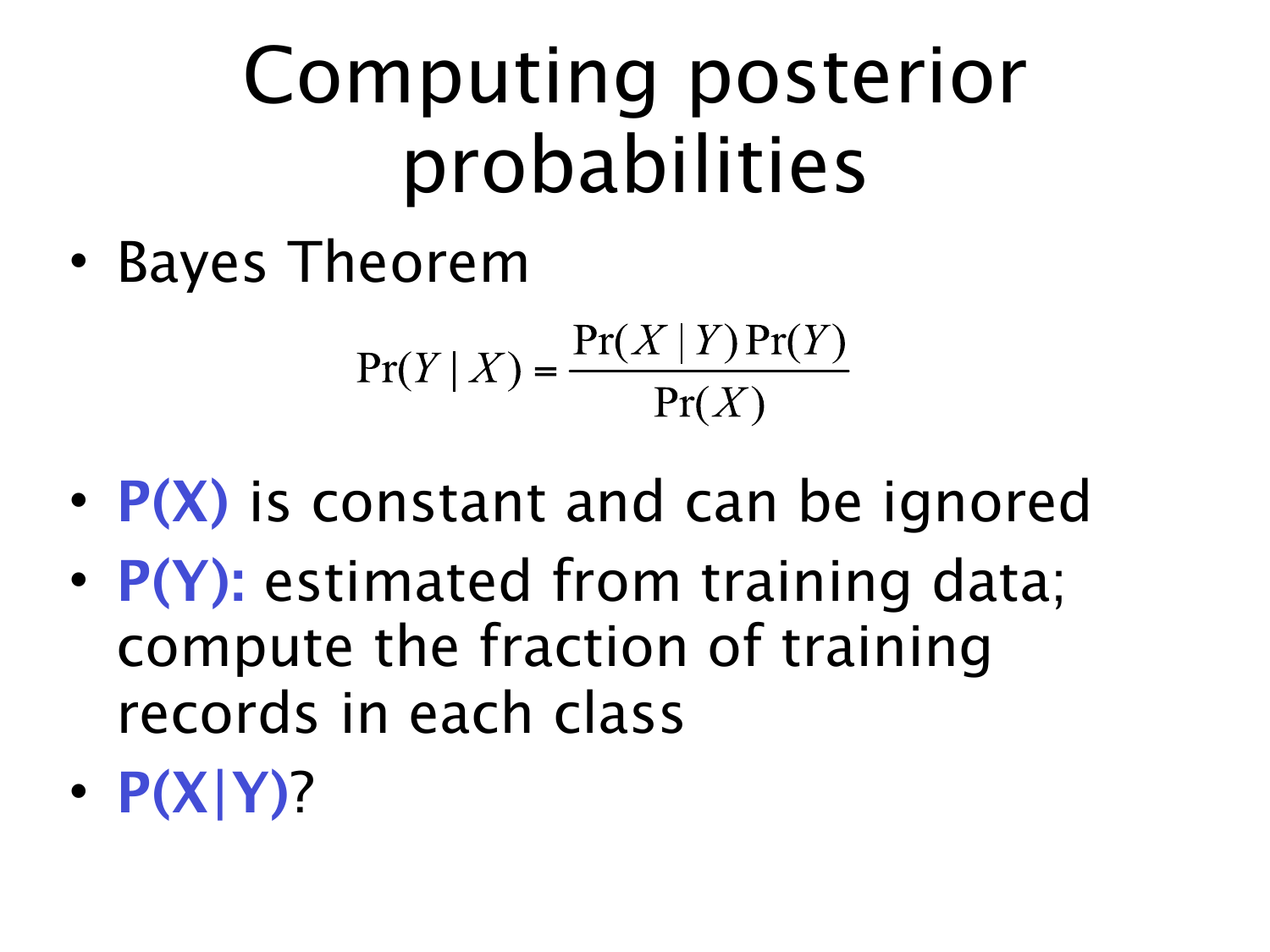# Computing posterior probabilities

- Bayes Theorem

$$\Pr(Y \mid X) = \frac{\Pr(X \mid Y)\Pr(Y)}{\Pr(X)}$$

- **P(X)** is constant and can be ignored
- **P(Y):** estimated from training data; compute the fraction of training records in each class
- **P(X|Y)**?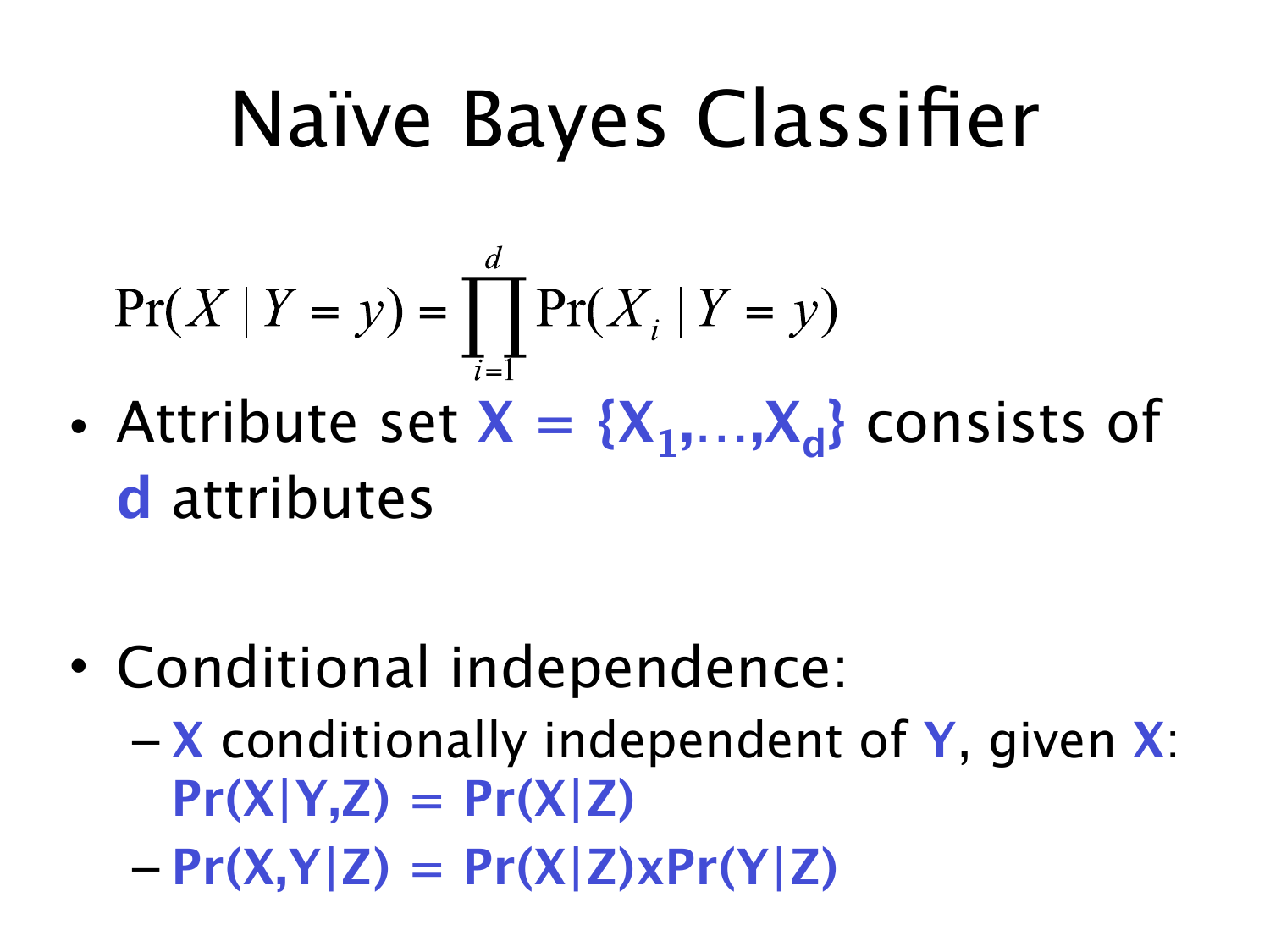# Naïve Bayes Classifier

$$\Pr(X \mid Y = y) = \prod_{i=1}^{d} \Pr(X_i \mid Y = y)$$

- Attribute set **$X = \{X_1,\ldots,X_d\}$** consists of **d** attributes

- Conditional independence:
  - **X** conditionally independent of **Y**, given **X**: **$\Pr(X|Y,Z) = \Pr(X|Z)$**
  - **$\Pr(X,Y|Z) = \Pr(X|Z) \times \Pr(Y|Z)$**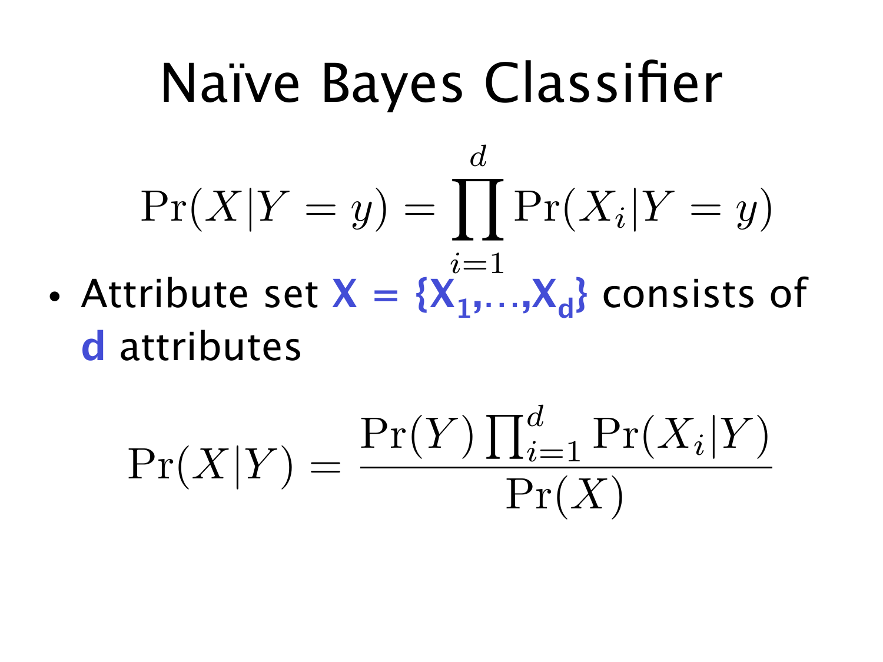# Naïve Bayes Classifier

$$\Pr(X|Y=y) = \prod_{i=1}^{d} \Pr(X_i|Y=y)$$

- Attribute set **X = {X$_1$,…,X$_d$}** consists of **d** attributes

$$\Pr(X|Y) = \frac{\Pr(Y)\prod_{i=1}^{d}\Pr(X_i|Y)}{\Pr(X)}$$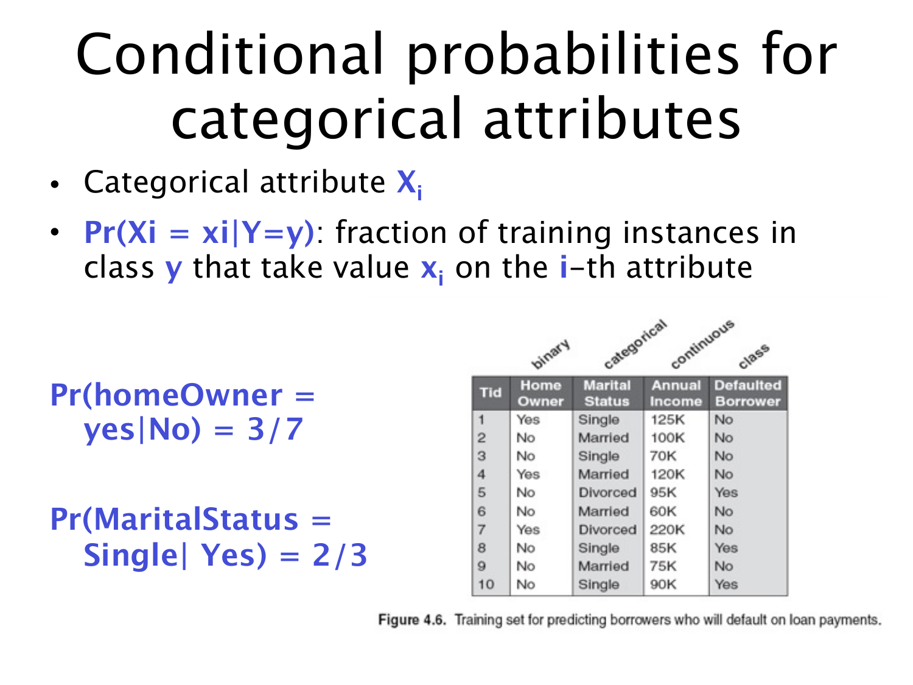# Conditional probabilities for categorical attributes

- Categorical attribute $X_i$
- $Pr(X_i = x_i | Y=y)$: fraction of training instances in class $y$ that take value $x_i$ on the $i$-th attribute

**Pr(homeOwner = yes|No) = 3/7**

**Pr(MaritalStatus = Single| Yes) = 2/3**

| Tid | Home Owner (binary) | Marital Status (categorical) | Annual Income (continuous) | Defaulted Borrower (class) |
|---|---|---|---|---|
| 1 | Yes | Single | 125K | No |
| 2 | No | Married | 100K | No |
| 3 | No | Single | 70K | No |
| 4 | Yes | Married | 120K | No |
| 5 | No | Divorced | 95K | Yes |
| 6 | No | Married | 60K | No |
| 7 | Yes | Divorced | 220K | No |
| 8 | No | Single | 85K | Yes |
| 9 | No | Married | 75K | No |
| 10 | No | Single | 90K | Yes |

**Figure 4.6.** Training set for predicting borrowers who will default on loan payments.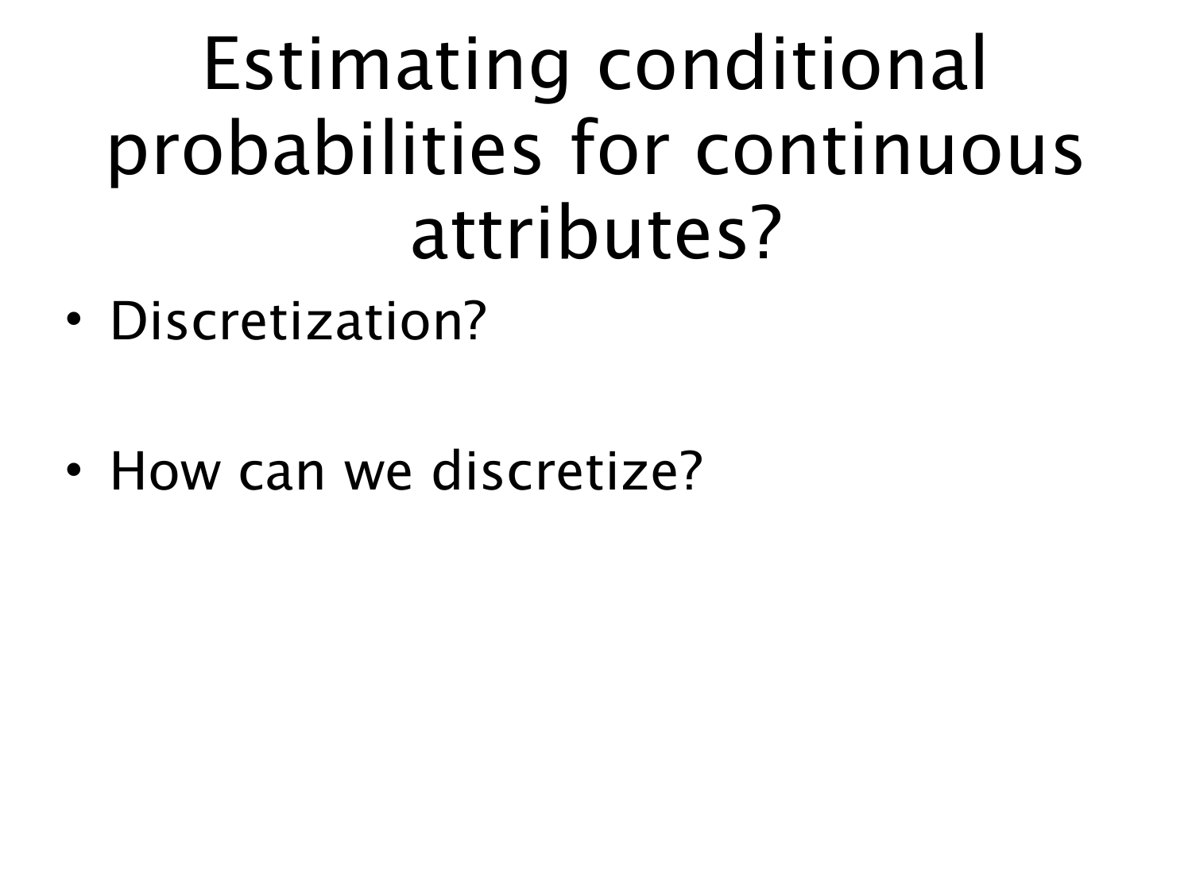# Estimating conditional probabilities for continuous attributes?

- Discretization?

- How can we discretize?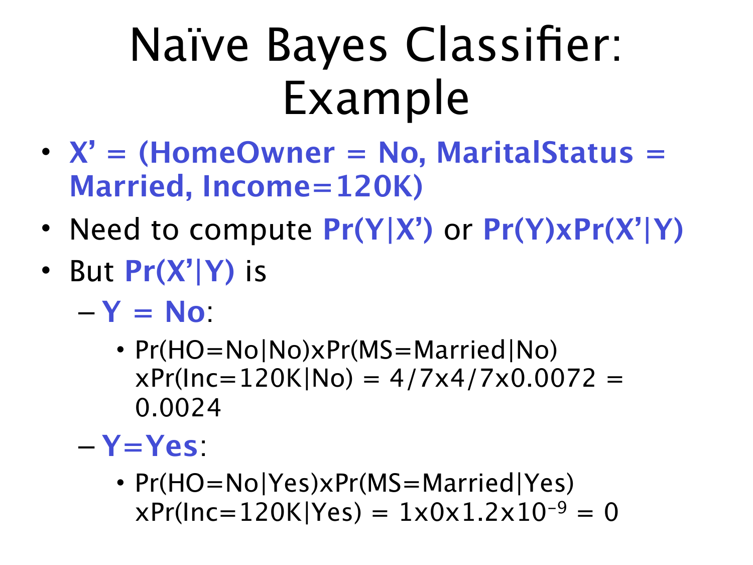# Naïve Bayes Classifier: Example

- **X' = (HomeOwner = No, MaritalStatus = Married, Income=120K)**
- Need to compute **Pr(Y|X')** or **Pr(Y)xPr(X'|Y)**
- But **Pr(X'|Y)** is
  - **Y = No**:
    - Pr(HO=No|No)xPr(MS=Married|No) xPr(Inc=120K|No) = 4/7x4/7x0.0072 = 0.0024
  - **Y=Yes**:
    - Pr(HO=No|Yes)xPr(MS=Married|Yes) xPr(Inc=120K|Yes) = 1x0x1.2x$10^{-9}$ = 0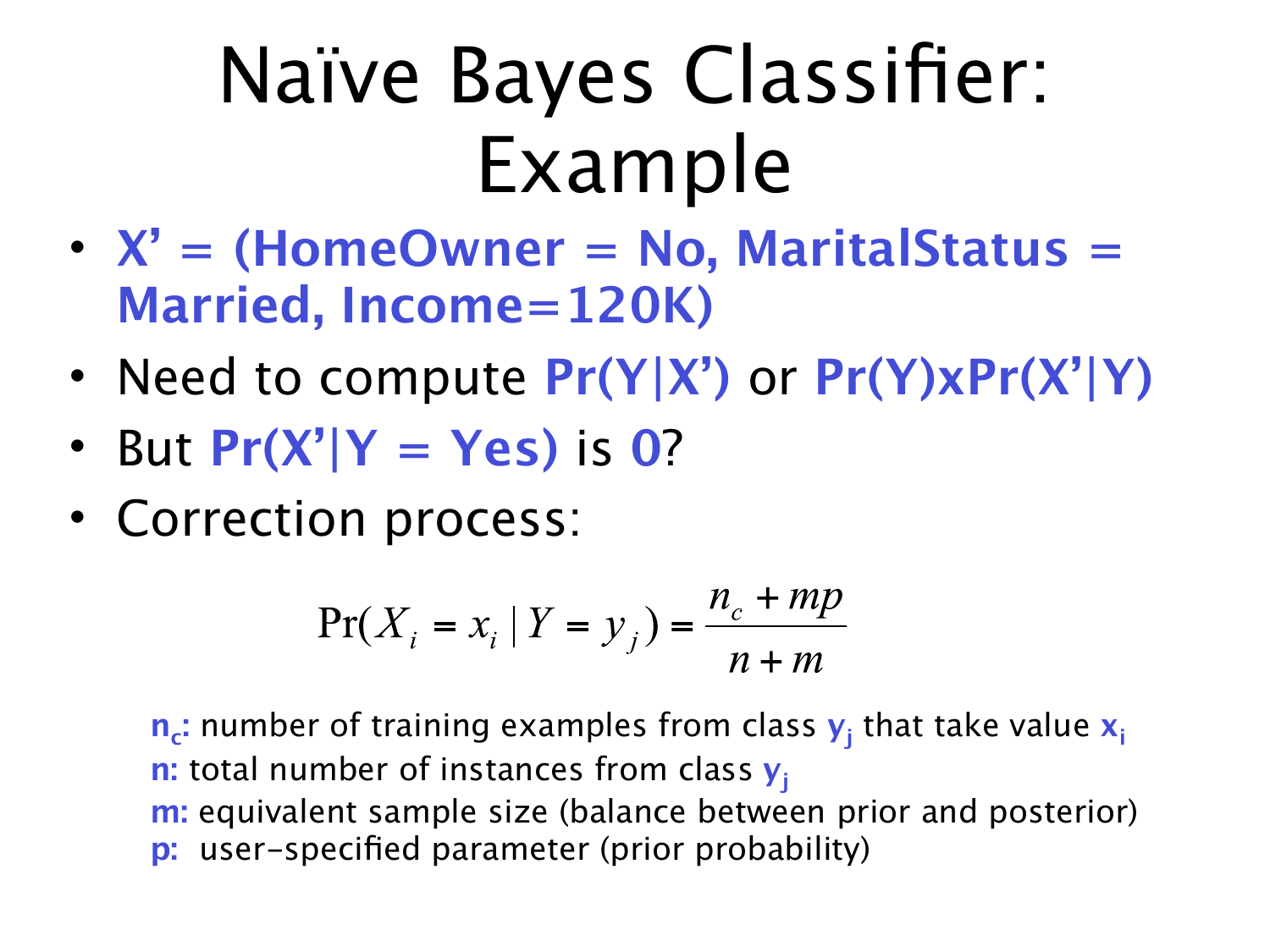# Naïve Bayes Classifier: Example

- **X' = (HomeOwner = No, MaritalStatus = Married, Income=120K)**
- Need to compute **Pr(Y|X')** or **Pr(Y)xPr(X'|Y)**
- But **Pr(X'|Y = Yes)** is **0**?
- Correction process:

$$\Pr(X_i = x_i \mid Y = y_j) = \frac{n_c + mp}{n + m}$$

**$n_c$:** number of training examples from class $y_j$ that take value $x_i$
**n:** total number of instances from class $y_j$
**m:** equivalent sample size (balance between prior and posterior)
**p:** user-specified parameter (prior probability)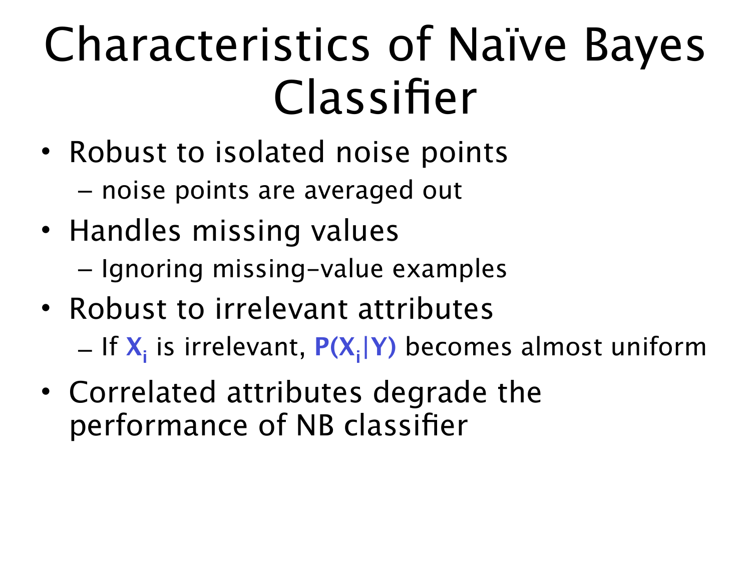# Characteristics of Naïve Bayes Classifier

- Robust to isolated noise points
  - noise points are averaged out
- Handles missing values
  - Ignoring missing-value examples
- Robust to irrelevant attributes
  - If $X_i$ is irrelevant, $P(X_i|Y)$ becomes almost uniform
- Correlated attributes degrade the performance of NB classifier